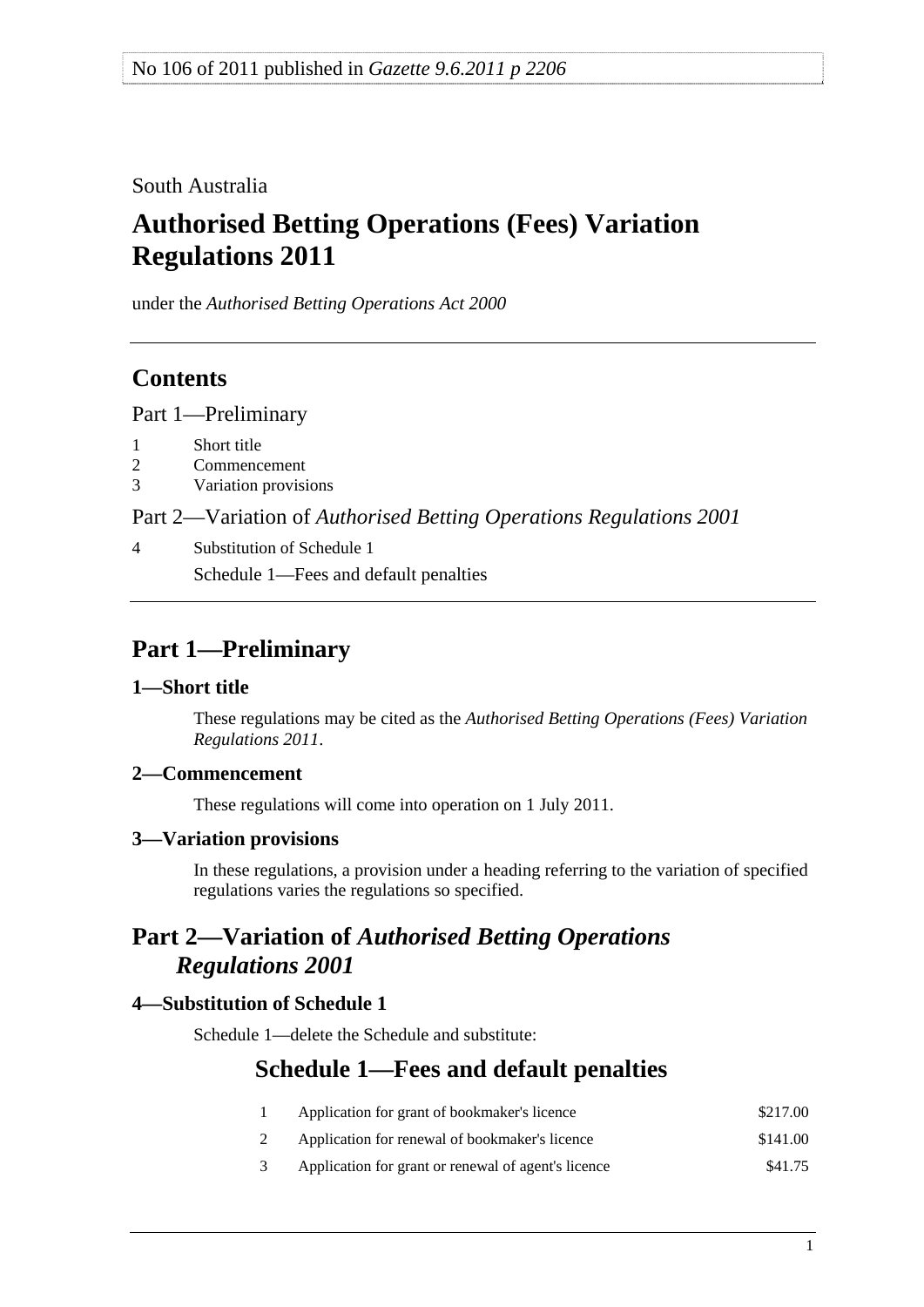No 106 of 2011 published in *Gazette 9.6.2011 p 2206*

South Australia

# Authorised Betting Operations (Fees) Variation Regulations 2011

under the *Authorised Betting Operations Act 2000*

## Contents

Part 1—Preliminary

1 Short title
2 Commencement
3 Variation provisions

Part 2—Variation of *Authorised Betting Operations Regulations 2001*

4 Substitution of Schedule 1
Schedule 1—Fees and default penalties

## Part 1—Preliminary

### 1—Short title

These regulations may be cited as the *Authorised Betting Operations (Fees) Variation Regulations 2011*.

### 2—Commencement

These regulations will come into operation on 1 July 2011.

### 3—Variation provisions

In these regulations, a provision under a heading referring to the variation of specified regulations varies the regulations so specified.

## Part 2—Variation of *Authorised Betting Operations Regulations 2001*

### 4—Substitution of Schedule 1

Schedule 1—delete the Schedule and substitute:

## Schedule 1—Fees and default penalties

| | | |
|---|---|---|
| 1 | Application for grant of bookmaker's licence | $217.00 |
| 2 | Application for renewal of bookmaker's licence | $141.00 |
| 3 | Application for grant or renewal of agent's licence | $41.75 |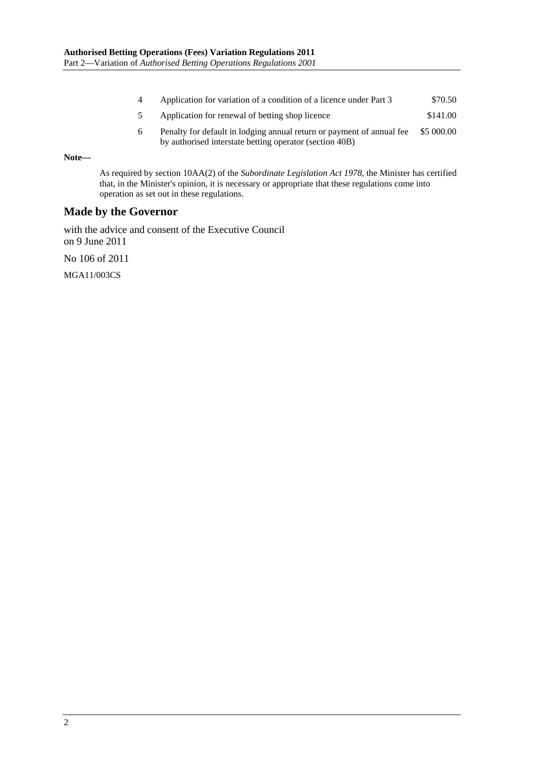| | | |
|---|---|---|
| 4 | Application for variation of a condition of a licence under Part 3 | $70.50 |
| 5 | Application for renewal of betting shop licence | $141.00 |
| 6 | Penalty for default in lodging annual return or payment of annual fee by authorised interstate betting operator (section 40B) | $5 000.00 |

**Note—**

As required by section 10AA(2) of the *Subordinate Legislation Act 1978*, the Minister has certified that, in the Minister's opinion, it is necessary or appropriate that these regulations come into operation as set out in these regulations.

## Made by the Governor

with the advice and consent of the Executive Council on 9 June 2011

No 106 of 2011

MGA11/003CS